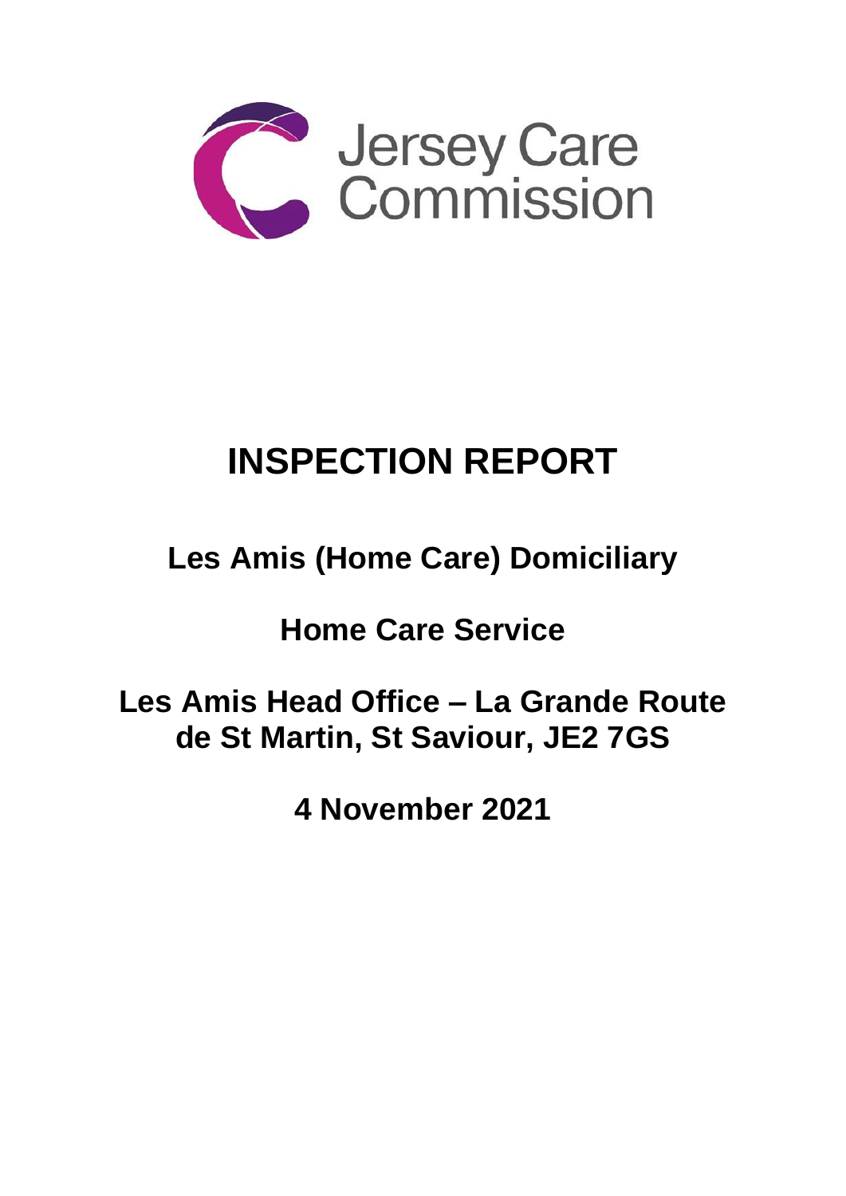Jersey Care Commission

# INSPECTION REPORT

## Les Amis (Home Care) Domiciliary

## Home Care Service

## Les Amis Head Office – La Grande Route de St Martin, St Saviour, JE2 7GS

## 4 November 2021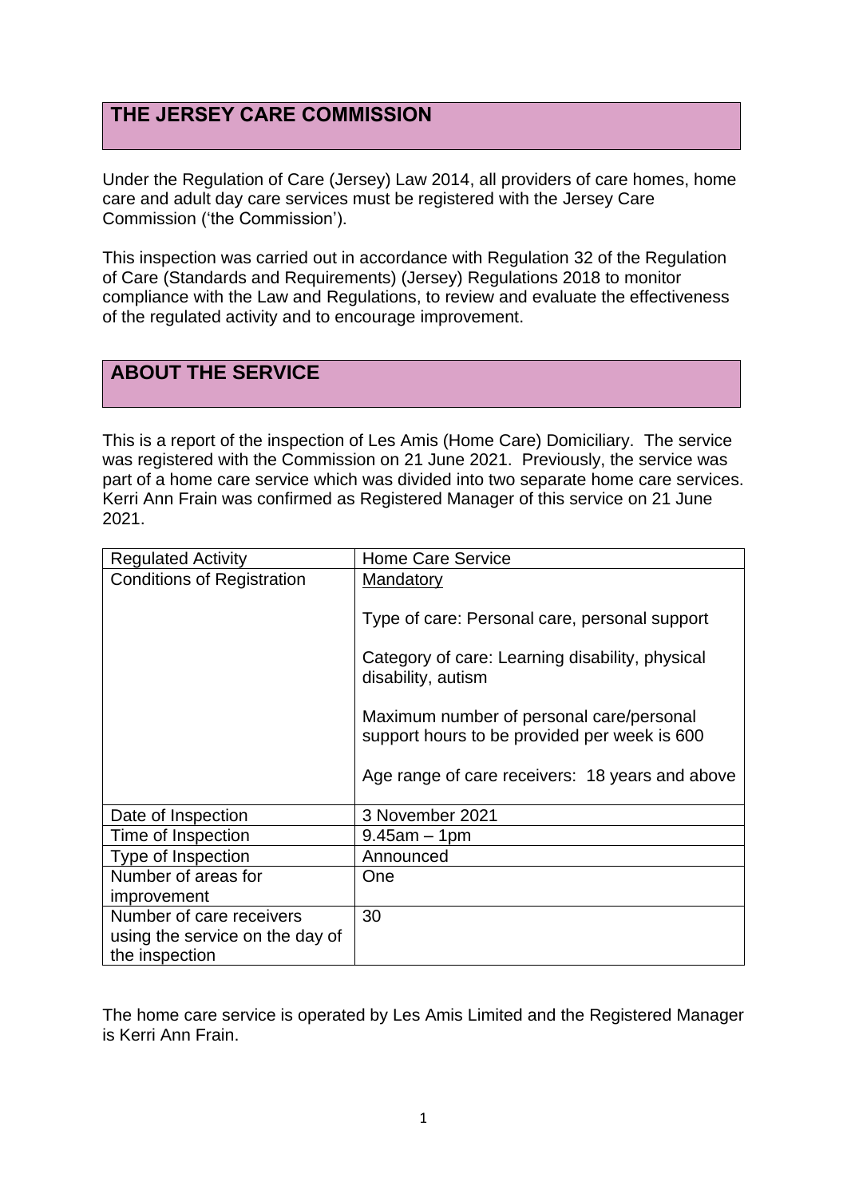## THE JERSEY CARE COMMISSION

Under the Regulation of Care (Jersey) Law 2014, all providers of care homes, home care and adult day care services must be registered with the Jersey Care Commission ('the Commission').

This inspection was carried out in accordance with Regulation 32 of the Regulation of Care (Standards and Requirements) (Jersey) Regulations 2018 to monitor compliance with the Law and Regulations, to review and evaluate the effectiveness of the regulated activity and to encourage improvement.

## ABOUT THE SERVICE

This is a report of the inspection of Les Amis (Home Care) Domiciliary. The service was registered with the Commission on 21 June 2021. Previously, the service was part of a home care service which was divided into two separate home care services. Kerri Ann Frain was confirmed as Registered Manager of this service on 21 June 2021.

| Regulated Activity | Home Care Service |
| --- | --- |
| Conditions of Registration | Mandatory<br><br>Type of care: Personal care, personal support<br><br>Category of care: Learning disability, physical disability, autism<br><br>Maximum number of personal care/personal support hours to be provided per week is 600<br><br>Age range of care receivers: 18 years and above |
| Date of Inspection | 3 November 2021 |
| Time of Inspection | 9.45am – 1pm |
| Type of Inspection | Announced |
| Number of areas for improvement | One |
| Number of care receivers using the service on the day of the inspection | 30 |

The home care service is operated by Les Amis Limited and the Registered Manager is Kerri Ann Frain.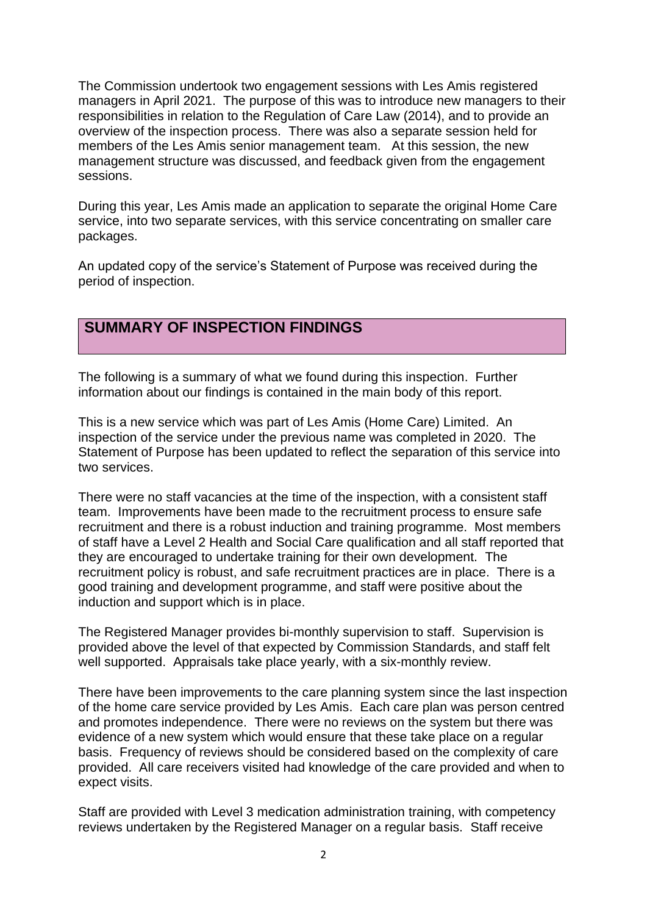The Commission undertook two engagement sessions with Les Amis registered managers in April 2021. The purpose of this was to introduce new managers to their responsibilities in relation to the Regulation of Care Law (2014), and to provide an overview of the inspection process. There was also a separate session held for members of the Les Amis senior management team. At this session, the new management structure was discussed, and feedback given from the engagement sessions.

During this year, Les Amis made an application to separate the original Home Care service, into two separate services, with this service concentrating on smaller care packages.

An updated copy of the service's Statement of Purpose was received during the period of inspection.

## SUMMARY OF INSPECTION FINDINGS

The following is a summary of what we found during this inspection. Further information about our findings is contained in the main body of this report.

This is a new service which was part of Les Amis (Home Care) Limited. An inspection of the service under the previous name was completed in 2020. The Statement of Purpose has been updated to reflect the separation of this service into two services.

There were no staff vacancies at the time of the inspection, with a consistent staff team. Improvements have been made to the recruitment process to ensure safe recruitment and there is a robust induction and training programme. Most members of staff have a Level 2 Health and Social Care qualification and all staff reported that they are encouraged to undertake training for their own development. The recruitment policy is robust, and safe recruitment practices are in place. There is a good training and development programme, and staff were positive about the induction and support which is in place.

The Registered Manager provides bi-monthly supervision to staff. Supervision is provided above the level of that expected by Commission Standards, and staff felt well supported. Appraisals take place yearly, with a six-monthly review.

There have been improvements to the care planning system since the last inspection of the home care service provided by Les Amis. Each care plan was person centred and promotes independence. There were no reviews on the system but there was evidence of a new system which would ensure that these take place on a regular basis. Frequency of reviews should be considered based on the complexity of care provided. All care receivers visited had knowledge of the care provided and when to expect visits.

Staff are provided with Level 3 medication administration training, with competency reviews undertaken by the Registered Manager on a regular basis. Staff receive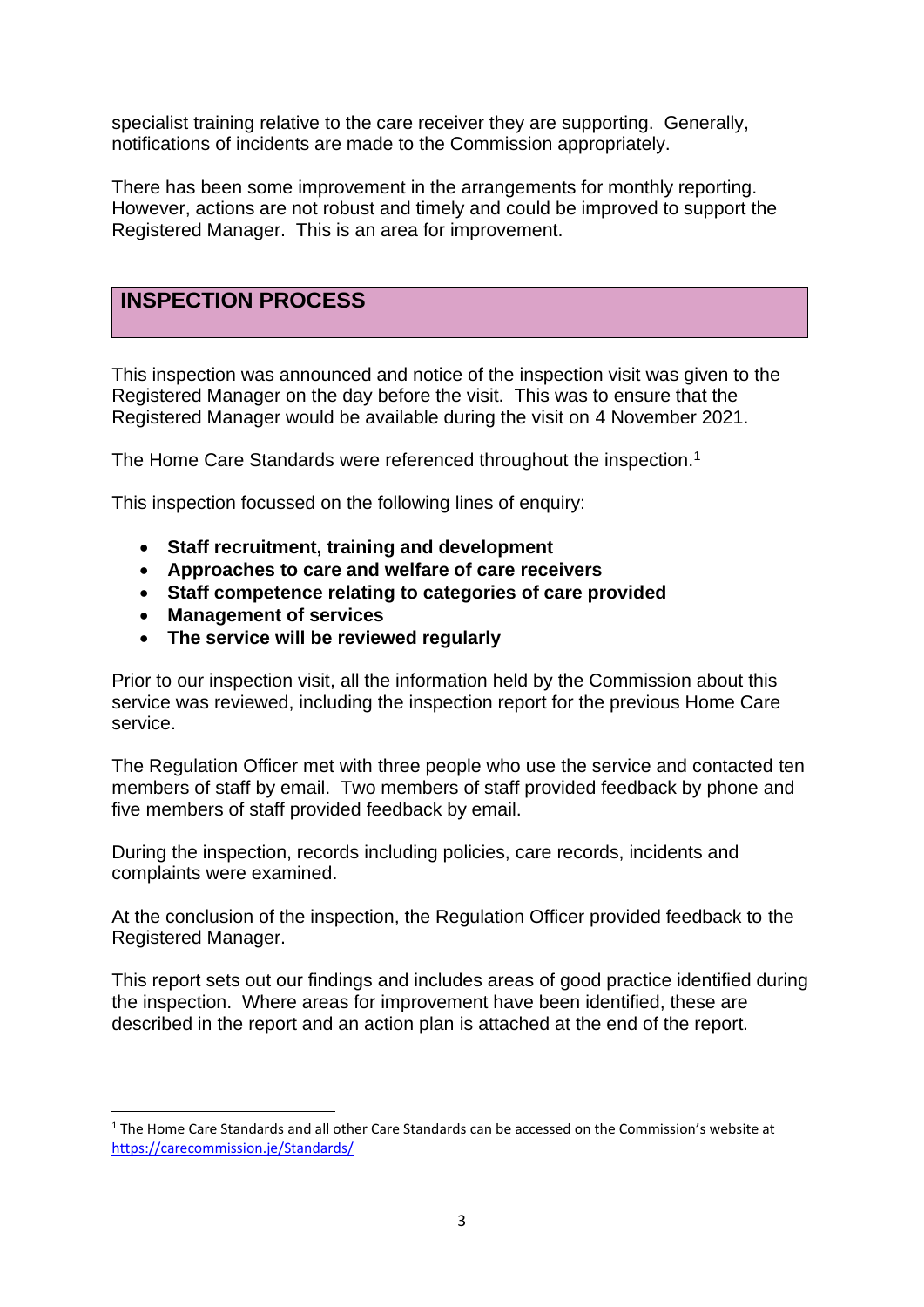specialist training relative to the care receiver they are supporting. Generally, notifications of incidents are made to the Commission appropriately.

There has been some improvement in the arrangements for monthly reporting. However, actions are not robust and timely and could be improved to support the Registered Manager. This is an area for improvement.

## INSPECTION PROCESS

This inspection was announced and notice of the inspection visit was given to the Registered Manager on the day before the visit. This was to ensure that the Registered Manager would be available during the visit on 4 November 2021.

The Home Care Standards were referenced throughout the inspection.[1]

This inspection focussed on the following lines of enquiry:

- **Staff recruitment, training and development**
- **Approaches to care and welfare of care receivers**
- **Staff competence relating to categories of care provided**
- **Management of services**
- **The service will be reviewed regularly**

Prior to our inspection visit, all the information held by the Commission about this service was reviewed, including the inspection report for the previous Home Care service.

The Regulation Officer met with three people who use the service and contacted ten members of staff by email. Two members of staff provided feedback by phone and five members of staff provided feedback by email.

During the inspection, records including policies, care records, incidents and complaints were examined.

At the conclusion of the inspection, the Regulation Officer provided feedback to the Registered Manager.

This report sets out our findings and includes areas of good practice identified during the inspection. Where areas for improvement have been identified, these are described in the report and an action plan is attached at the end of the report.

---

[1] The Home Care Standards and all other Care Standards can be accessed on the Commission's website at https://carecommission.je/Standards/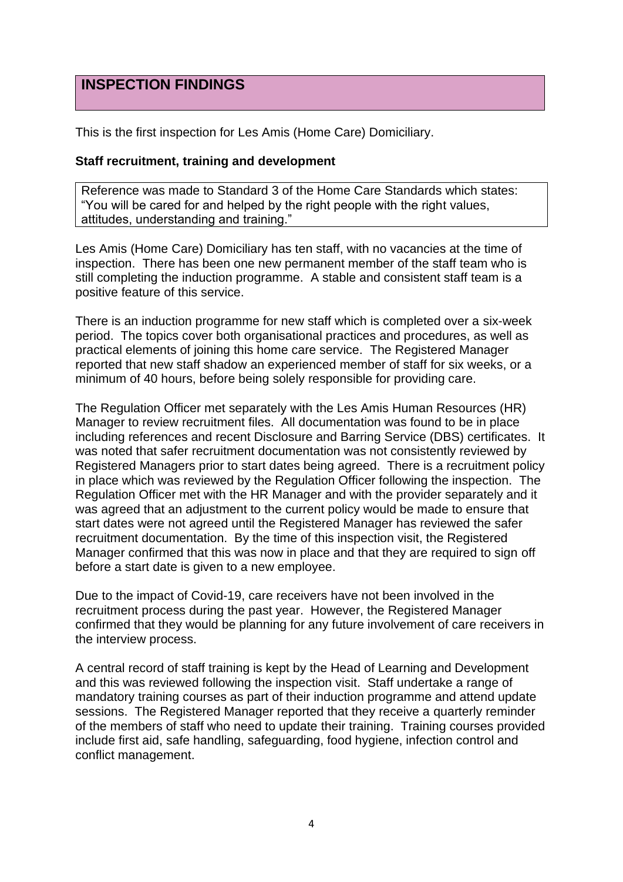## INSPECTION FINDINGS

This is the first inspection for Les Amis (Home Care) Domiciliary.

**Staff recruitment, training and development**

Reference was made to Standard 3 of the Home Care Standards which states: "You will be cared for and helped by the right people with the right values, attitudes, understanding and training."

Les Amis (Home Care) Domiciliary has ten staff, with no vacancies at the time of inspection. There has been one new permanent member of the staff team who is still completing the induction programme. A stable and consistent staff team is a positive feature of this service.

There is an induction programme for new staff which is completed over a six-week period. The topics cover both organisational practices and procedures, as well as practical elements of joining this home care service. The Registered Manager reported that new staff shadow an experienced member of staff for six weeks, or a minimum of 40 hours, before being solely responsible for providing care.

The Regulation Officer met separately with the Les Amis Human Resources (HR) Manager to review recruitment files. All documentation was found to be in place including references and recent Disclosure and Barring Service (DBS) certificates. It was noted that safer recruitment documentation was not consistently reviewed by Registered Managers prior to start dates being agreed. There is a recruitment policy in place which was reviewed by the Regulation Officer following the inspection. The Regulation Officer met with the HR Manager and with the provider separately and it was agreed that an adjustment to the current policy would be made to ensure that start dates were not agreed until the Registered Manager has reviewed the safer recruitment documentation. By the time of this inspection visit, the Registered Manager confirmed that this was now in place and that they are required to sign off before a start date is given to a new employee.

Due to the impact of Covid-19, care receivers have not been involved in the recruitment process during the past year. However, the Registered Manager confirmed that they would be planning for any future involvement of care receivers in the interview process.

A central record of staff training is kept by the Head of Learning and Development and this was reviewed following the inspection visit. Staff undertake a range of mandatory training courses as part of their induction programme and attend update sessions. The Registered Manager reported that they receive a quarterly reminder of the members of staff who need to update their training. Training courses provided include first aid, safe handling, safeguarding, food hygiene, infection control and conflict management.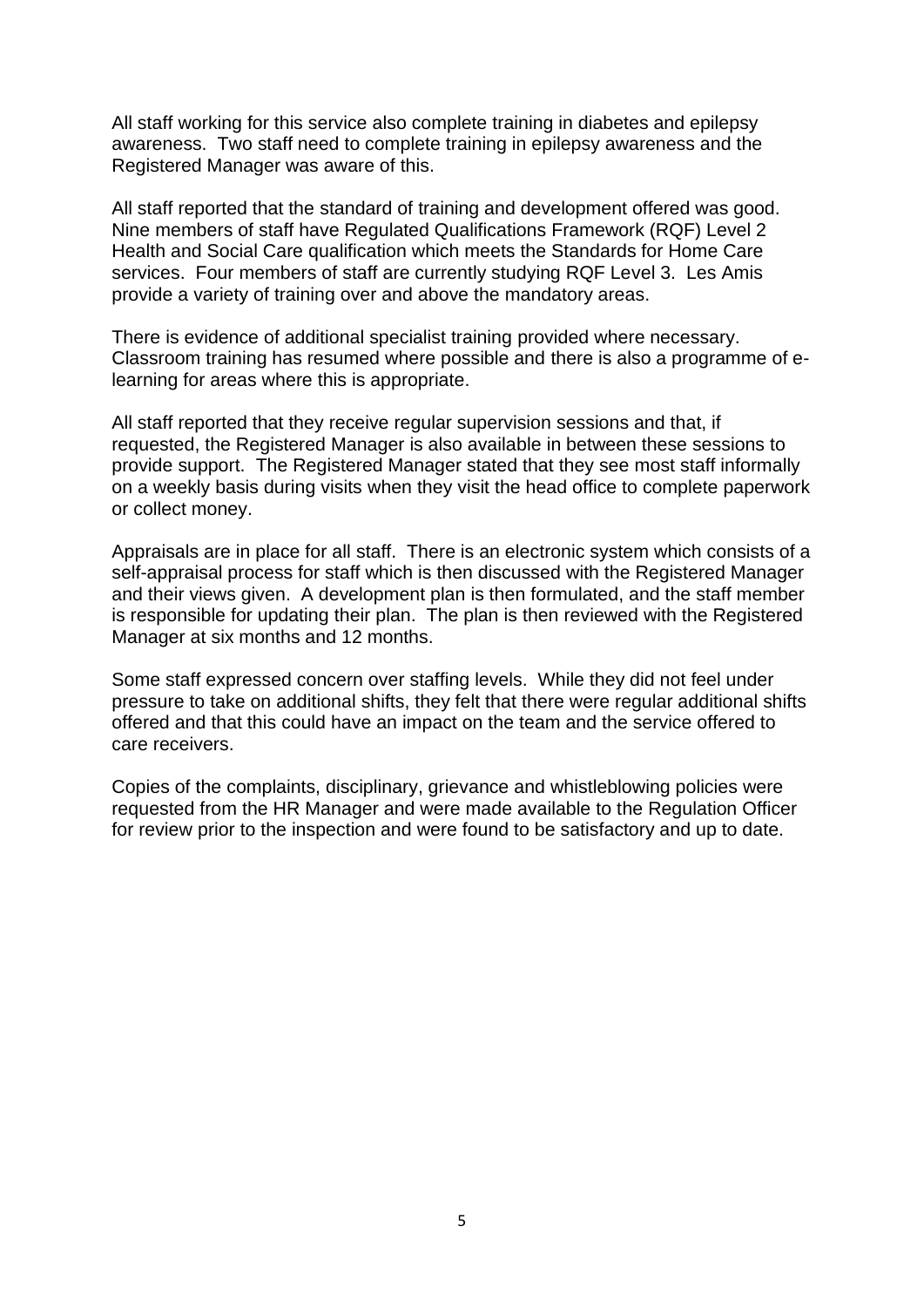All staff working for this service also complete training in diabetes and epilepsy awareness. Two staff need to complete training in epilepsy awareness and the Registered Manager was aware of this.

All staff reported that the standard of training and development offered was good. Nine members of staff have Regulated Qualifications Framework (RQF) Level 2 Health and Social Care qualification which meets the Standards for Home Care services. Four members of staff are currently studying RQF Level 3. Les Amis provide a variety of training over and above the mandatory areas.

There is evidence of additional specialist training provided where necessary. Classroom training has resumed where possible and there is also a programme of e-learning for areas where this is appropriate.

All staff reported that they receive regular supervision sessions and that, if requested, the Registered Manager is also available in between these sessions to provide support. The Registered Manager stated that they see most staff informally on a weekly basis during visits when they visit the head office to complete paperwork or collect money.

Appraisals are in place for all staff. There is an electronic system which consists of a self-appraisal process for staff which is then discussed with the Registered Manager and their views given. A development plan is then formulated, and the staff member is responsible for updating their plan. The plan is then reviewed with the Registered Manager at six months and 12 months.

Some staff expressed concern over staffing levels. While they did not feel under pressure to take on additional shifts, they felt that there were regular additional shifts offered and that this could have an impact on the team and the service offered to care receivers.

Copies of the complaints, disciplinary, grievance and whistleblowing policies were requested from the HR Manager and were made available to the Regulation Officer for review prior to the inspection and were found to be satisfactory and up to date.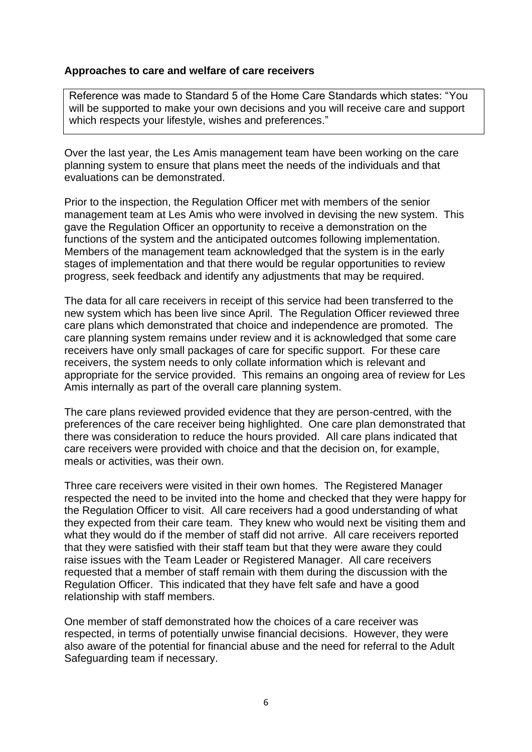**Approaches to care and welfare of care receivers**

Reference was made to Standard 5 of the Home Care Standards which states: "You will be supported to make your own decisions and you will receive care and support which respects your lifestyle, wishes and preferences."

Over the last year, the Les Amis management team have been working on the care planning system to ensure that plans meet the needs of the individuals and that evaluations can be demonstrated.

Prior to the inspection, the Regulation Officer met with members of the senior management team at Les Amis who were involved in devising the new system. This gave the Regulation Officer an opportunity to receive a demonstration on the functions of the system and the anticipated outcomes following implementation. Members of the management team acknowledged that the system is in the early stages of implementation and that there would be regular opportunities to review progress, seek feedback and identify any adjustments that may be required.

The data for all care receivers in receipt of this service had been transferred to the new system which has been live since April. The Regulation Officer reviewed three care plans which demonstrated that choice and independence are promoted. The care planning system remains under review and it is acknowledged that some care receivers have only small packages of care for specific support. For these care receivers, the system needs to only collate information which is relevant and appropriate for the service provided. This remains an ongoing area of review for Les Amis internally as part of the overall care planning system.

The care plans reviewed provided evidence that they are person-centred, with the preferences of the care receiver being highlighted. One care plan demonstrated that there was consideration to reduce the hours provided. All care plans indicated that care receivers were provided with choice and that the decision on, for example, meals or activities, was their own.

Three care receivers were visited in their own homes. The Registered Manager respected the need to be invited into the home and checked that they were happy for the Regulation Officer to visit. All care receivers had a good understanding of what they expected from their care team. They knew who would next be visiting them and what they would do if the member of staff did not arrive. All care receivers reported that they were satisfied with their staff team but that they were aware they could raise issues with the Team Leader or Registered Manager. All care receivers requested that a member of staff remain with them during the discussion with the Regulation Officer. This indicated that they have felt safe and have a good relationship with staff members.

One member of staff demonstrated how the choices of a care receiver was respected, in terms of potentially unwise financial decisions. However, they were also aware of the potential for financial abuse and the need for referral to the Adult Safeguarding team if necessary.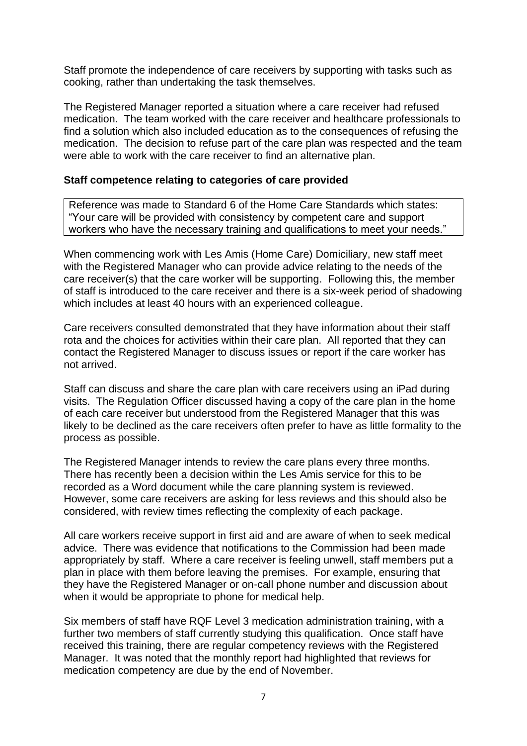Staff promote the independence of care receivers by supporting with tasks such as cooking, rather than undertaking the task themselves.

The Registered Manager reported a situation where a care receiver had refused medication. The team worked with the care receiver and healthcare professionals to find a solution which also included education as to the consequences of refusing the medication. The decision to refuse part of the care plan was respected and the team were able to work with the care receiver to find an alternative plan.

**Staff competence relating to categories of care provided**

> Reference was made to Standard 6 of the Home Care Standards which states: "Your care will be provided with consistency by competent care and support workers who have the necessary training and qualifications to meet your needs."

When commencing work with Les Amis (Home Care) Domiciliary, new staff meet with the Registered Manager who can provide advice relating to the needs of the care receiver(s) that the care worker will be supporting. Following this, the member of staff is introduced to the care receiver and there is a six-week period of shadowing which includes at least 40 hours with an experienced colleague.

Care receivers consulted demonstrated that they have information about their staff rota and the choices for activities within their care plan. All reported that they can contact the Registered Manager to discuss issues or report if the care worker has not arrived.

Staff can discuss and share the care plan with care receivers using an iPad during visits. The Regulation Officer discussed having a copy of the care plan in the home of each care receiver but understood from the Registered Manager that this was likely to be declined as the care receivers often prefer to have as little formality to the process as possible.

The Registered Manager intends to review the care plans every three months. There has recently been a decision within the Les Amis service for this to be recorded as a Word document while the care planning system is reviewed. However, some care receivers are asking for less reviews and this should also be considered, with review times reflecting the complexity of each package.

All care workers receive support in first aid and are aware of when to seek medical advice. There was evidence that notifications to the Commission had been made appropriately by staff. Where a care receiver is feeling unwell, staff members put a plan in place with them before leaving the premises. For example, ensuring that they have the Registered Manager or on-call phone number and discussion about when it would be appropriate to phone for medical help.

Six members of staff have RQF Level 3 medication administration training, with a further two members of staff currently studying this qualification. Once staff have received this training, there are regular competency reviews with the Registered Manager. It was noted that the monthly report had highlighted that reviews for medication competency are due by the end of November.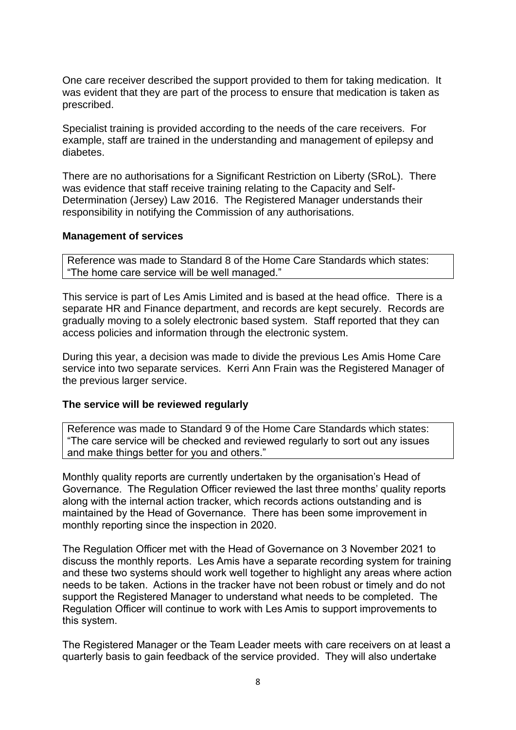One care receiver described the support provided to them for taking medication. It was evident that they are part of the process to ensure that medication is taken as prescribed.

Specialist training is provided according to the needs of the care receivers. For example, staff are trained in the understanding and management of epilepsy and diabetes.

There are no authorisations for a Significant Restriction on Liberty (SRoL). There was evidence that staff receive training relating to the Capacity and Self-Determination (Jersey) Law 2016. The Registered Manager understands their responsibility in notifying the Commission of any authorisations.

**Management of services**

Reference was made to Standard 8 of the Home Care Standards which states: "The home care service will be well managed."

This service is part of Les Amis Limited and is based at the head office. There is a separate HR and Finance department, and records are kept securely. Records are gradually moving to a solely electronic based system. Staff reported that they can access policies and information through the electronic system.

During this year, a decision was made to divide the previous Les Amis Home Care service into two separate services. Kerri Ann Frain was the Registered Manager of the previous larger service.

**The service will be reviewed regularly**

Reference was made to Standard 9 of the Home Care Standards which states: "The care service will be checked and reviewed regularly to sort out any issues and make things better for you and others."

Monthly quality reports are currently undertaken by the organisation's Head of Governance. The Regulation Officer reviewed the last three months' quality reports along with the internal action tracker, which records actions outstanding and is maintained by the Head of Governance. There has been some improvement in monthly reporting since the inspection in 2020.

The Regulation Officer met with the Head of Governance on 3 November 2021 to discuss the monthly reports. Les Amis have a separate recording system for training and these two systems should work well together to highlight any areas where action needs to be taken. Actions in the tracker have not been robust or timely and do not support the Registered Manager to understand what needs to be completed. The Regulation Officer will continue to work with Les Amis to support improvements to this system.

The Registered Manager or the Team Leader meets with care receivers on at least a quarterly basis to gain feedback of the service provided. They will also undertake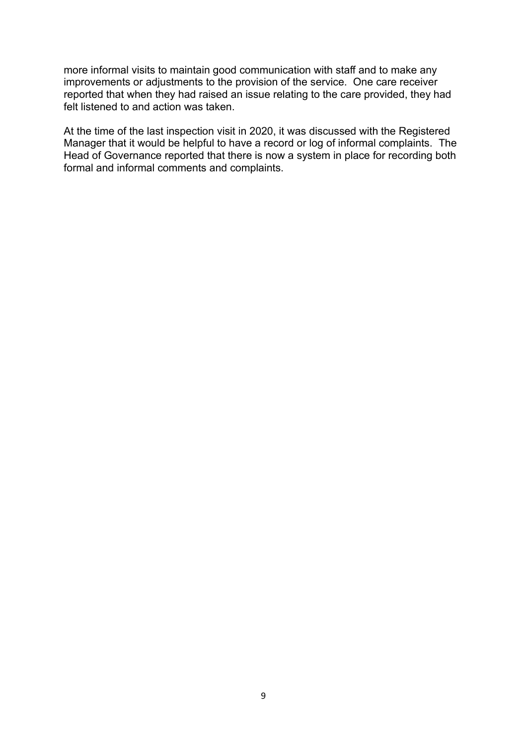more informal visits to maintain good communication with staff and to make any improvements or adjustments to the provision of the service. One care receiver reported that when they had raised an issue relating to the care provided, they had felt listened to and action was taken.

At the time of the last inspection visit in 2020, it was discussed with the Registered Manager that it would be helpful to have a record or log of informal complaints. The Head of Governance reported that there is now a system in place for recording both formal and informal comments and complaints.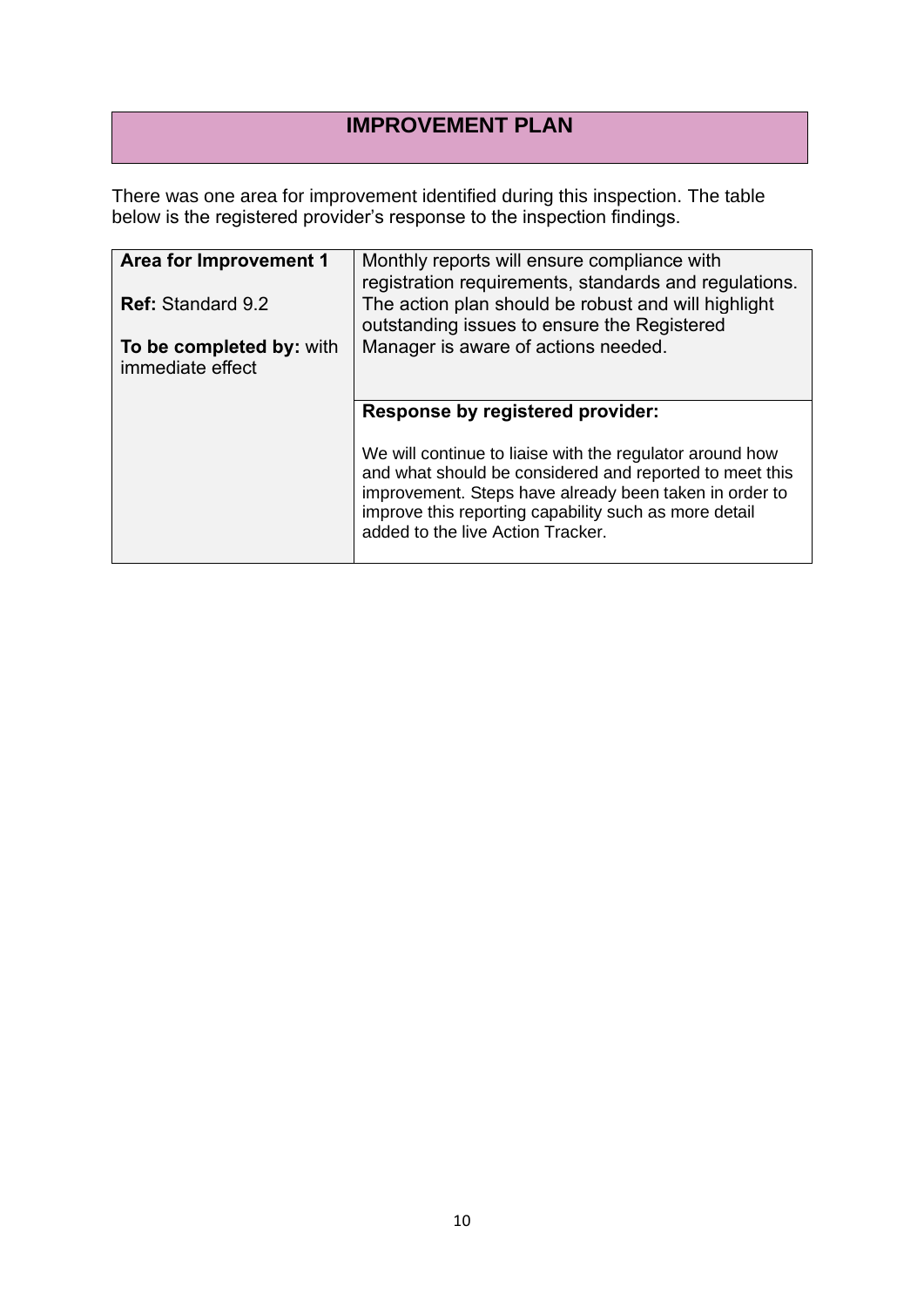# IMPROVEMENT PLAN

There was one area for improvement identified during this inspection. The table below is the registered provider's response to the inspection findings.

| | |
|---|---|
| **Area for Improvement 1**<br><br>**Ref:** Standard 9.2<br><br>**To be completed by:** with immediate effect | Monthly reports will ensure compliance with registration requirements, standards and regulations. The action plan should be robust and will highlight outstanding issues to ensure the Registered Manager is aware of actions needed. |
| | **Response by registered provider:**<br><br>We will continue to liaise with the regulator around how and what should be considered and reported to meet this improvement. Steps have already been taken in order to improve this reporting capability such as more detail added to the live Action Tracker. |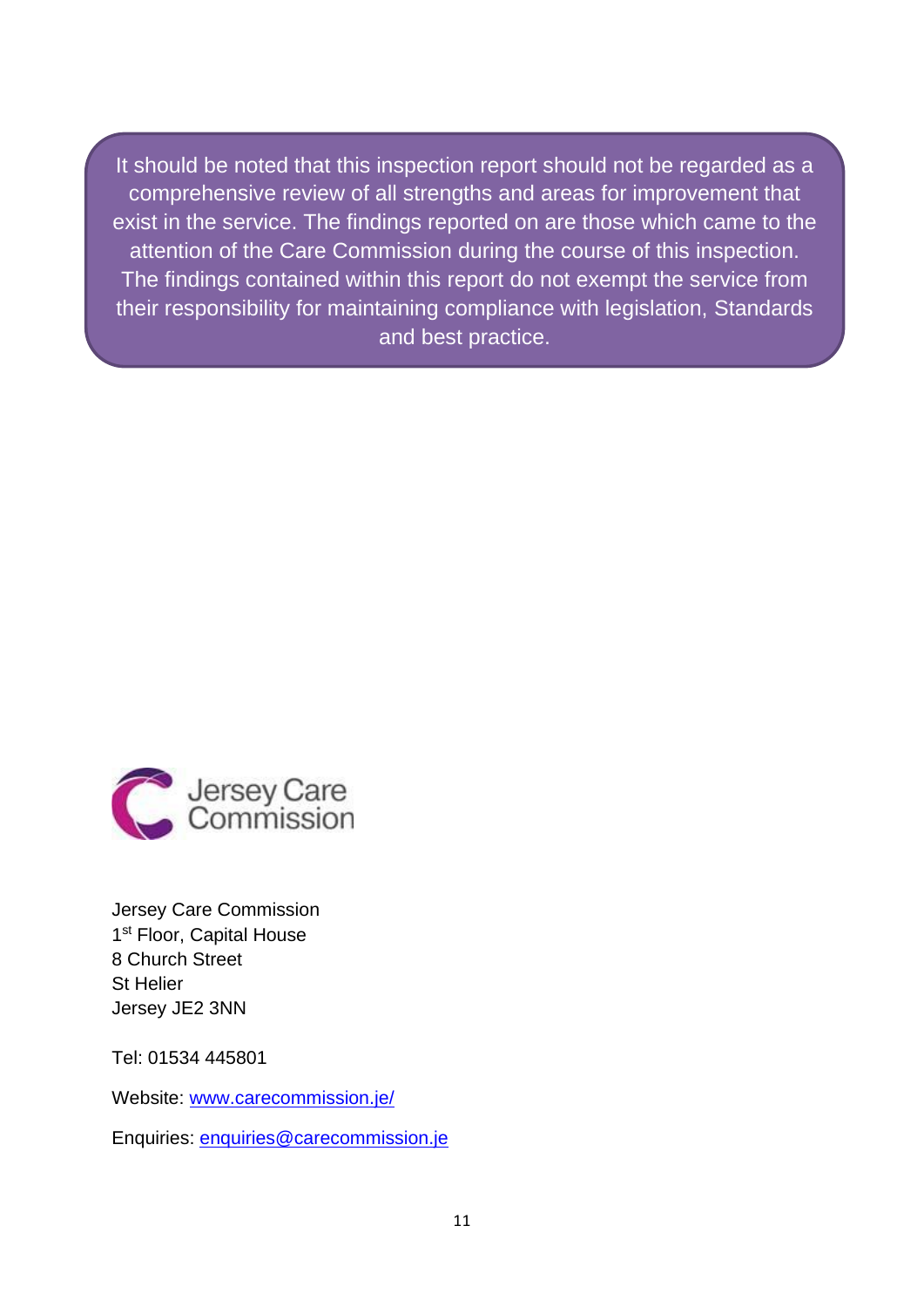It should be noted that this inspection report should not be regarded as a comprehensive review of all strengths and areas for improvement that exist in the service. The findings reported on are those which came to the attention of the Care Commission during the course of this inspection. The findings contained within this report do not exempt the service from their responsibility for maintaining compliance with legislation, Standards and best practice.

Jersey Care Commission

Jersey Care Commission
1st Floor, Capital House
8 Church Street
St Helier
Jersey JE2 3NN

Tel: 01534 445801

Website: www.carecommission.je/

Enquiries: enquiries@carecommission.je